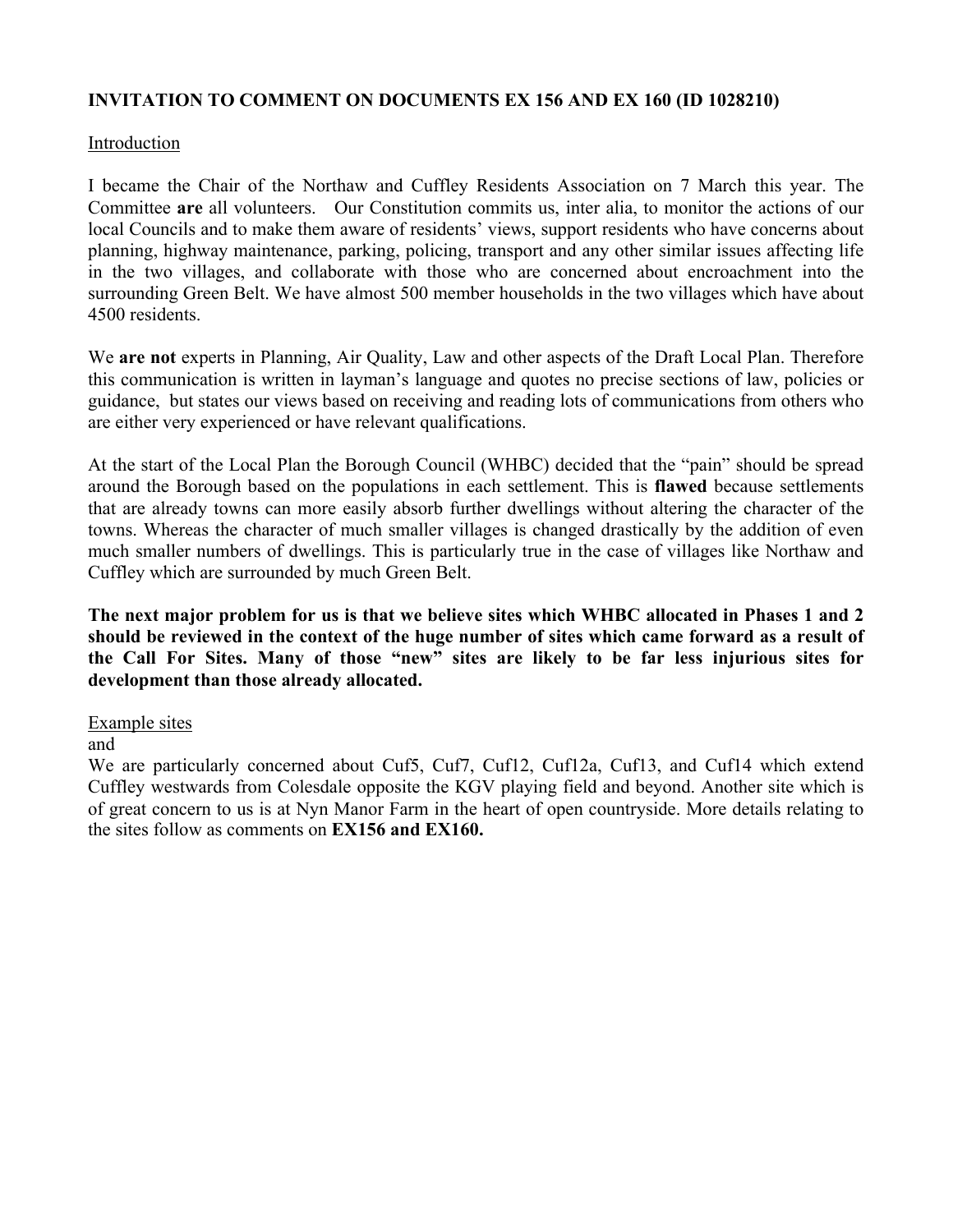**INVITATION TO COMMENT ON DOCUMENTS EX 156 AND EX 160 (ID 1028210)**

Introduction

I became the Chair of the Northaw and Cuffley Residents Association on 7 March this year. The Committee **are** all volunteers. Our Constitution commits us, inter alia, to monitor the actions of our local Councils and to make them aware of residents' views, support residents who have concerns about planning, highway maintenance, parking, policing, transport and any other similar issues affecting life in the two villages, and collaborate with those who are concerned about encroachment into the surrounding Green Belt. We have almost 500 member households in the two villages which have about 4500 residents.

We **are not** experts in Planning, Air Quality, Law and other aspects of the Draft Local Plan. Therefore this communication is written in layman's language and quotes no precise sections of law, policies or guidance, but states our views based on receiving and reading lots of communications from others who are either very experienced or have relevant qualifications.

At the start of the Local Plan the Borough Council (WHBC) decided that the "pain" should be spread around the Borough based on the populations in each settlement. This is **flawed** because settlements that are already towns can more easily absorb further dwellings without altering the character of the towns. Whereas the character of much smaller villages is changed drastically by the addition of even much smaller numbers of dwellings. This is particularly true in the case of villages like Northaw and Cuffley which are surrounded by much Green Belt.

**The next major problem for us is that we believe sites which WHBC allocated in Phases 1 and 2 should be reviewed in the context of the huge number of sites which came forward as a result of the Call For Sites. Many of those "new" sites are likely to be far less injurious sites for development than those already allocated.**

Example sites

and

We are particularly concerned about Cuf5, Cuf7, Cuf12, Cuf12a, Cuf13, and Cuf14 which extend Cuffley westwards from Colesdale opposite the KGV playing field and beyond. Another site which is of great concern to us is at Nyn Manor Farm in the heart of open countryside. More details relating to the sites follow as comments on **EX156 and EX160.**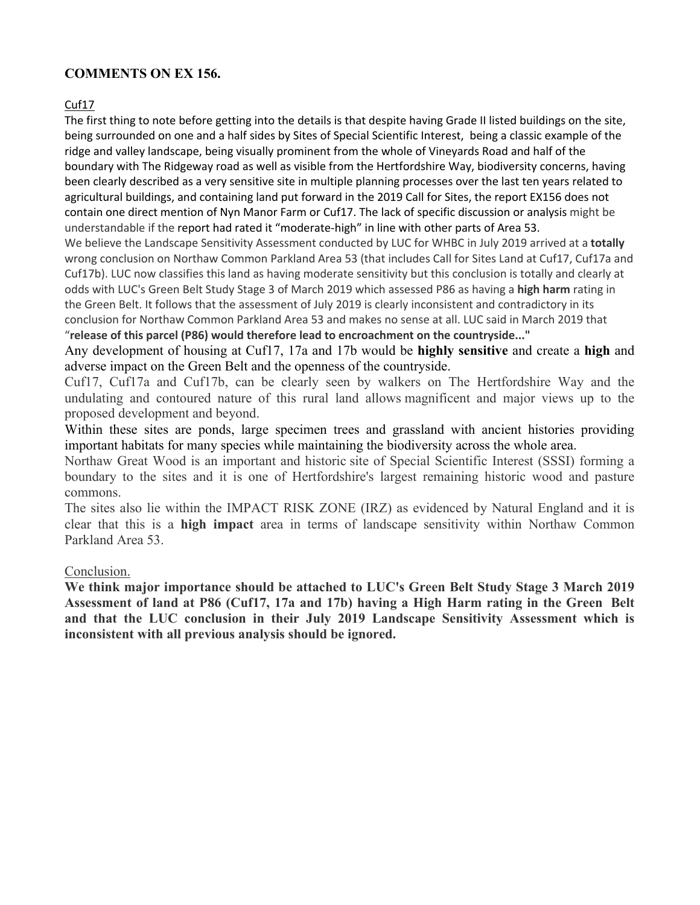## COMMENTS ON EX 156.

Cuf17

The first thing to note before getting into the details is that despite having Grade II listed buildings on the site, being surrounded on one and a half sides by Sites of Special Scientific Interest, being a classic example of the ridge and valley landscape, being visually prominent from the whole of Vineyards Road and half of the boundary with The Ridgeway road as well as visible from the Hertfordshire Way, biodiversity concerns, having been clearly described as a very sensitive site in multiple planning processes over the last ten years related to agricultural buildings, and containing land put forward in the 2019 Call for Sites, the report EX156 does not contain one direct mention of Nyn Manor Farm or Cuf17. The lack of specific discussion or analysis might be understandable if the report had rated it "moderate-high" in line with other parts of Area 53.

We believe the Landscape Sensitivity Assessment conducted by LUC for WHBC in July 2019 arrived at a **totally** wrong conclusion on Northaw Common Parkland Area 53 (that includes Call for Sites Land at Cuf17, Cuf17a and Cuf17b). LUC now classifies this land as having moderate sensitivity but this conclusion is totally and clearly at odds with LUC's Green Belt Study Stage 3 of March 2019 which assessed P86 as having a **high harm** rating in the Green Belt. It follows that the assessment of July 2019 is clearly inconsistent and contradictory in its conclusion for Northaw Common Parkland Area 53 and makes no sense at all. LUC said in March 2019 that "**release of this parcel (P86) would therefore lead to encroachment on the countryside...**"

Any development of housing at Cuf17, 17a and 17b would be **highly sensitive** and create a **high** and adverse impact on the Green Belt and the openness of the countryside.

Cuf17, Cuf17a and Cuf17b, can be clearly seen by walkers on The Hertfordshire Way and the undulating and contoured nature of this rural land allows magnificent and major views up to the proposed development and beyond.

Within these sites are ponds, large specimen trees and grassland with ancient histories providing important habitats for many species while maintaining the biodiversity across the whole area.

Northaw Great Wood is an important and historic site of Special Scientific Interest (SSSI) forming a boundary to the sites and it is one of Hertfordshire's largest remaining historic wood and pasture commons.

The sites also lie within the IMPACT RISK ZONE (IRZ) as evidenced by Natural England and it is clear that this is a **high impact** area in terms of landscape sensitivity within Northaw Common Parkland Area 53.

Conclusion.

**We think major importance should be attached to LUC's Green Belt Study Stage 3 March 2019 Assessment of land at P86 (Cuf17, 17a and 17b) having a High Harm rating in the Green Belt and that the LUC conclusion in their July 2019 Landscape Sensitivity Assessment which is inconsistent with all previous analysis should be ignored.**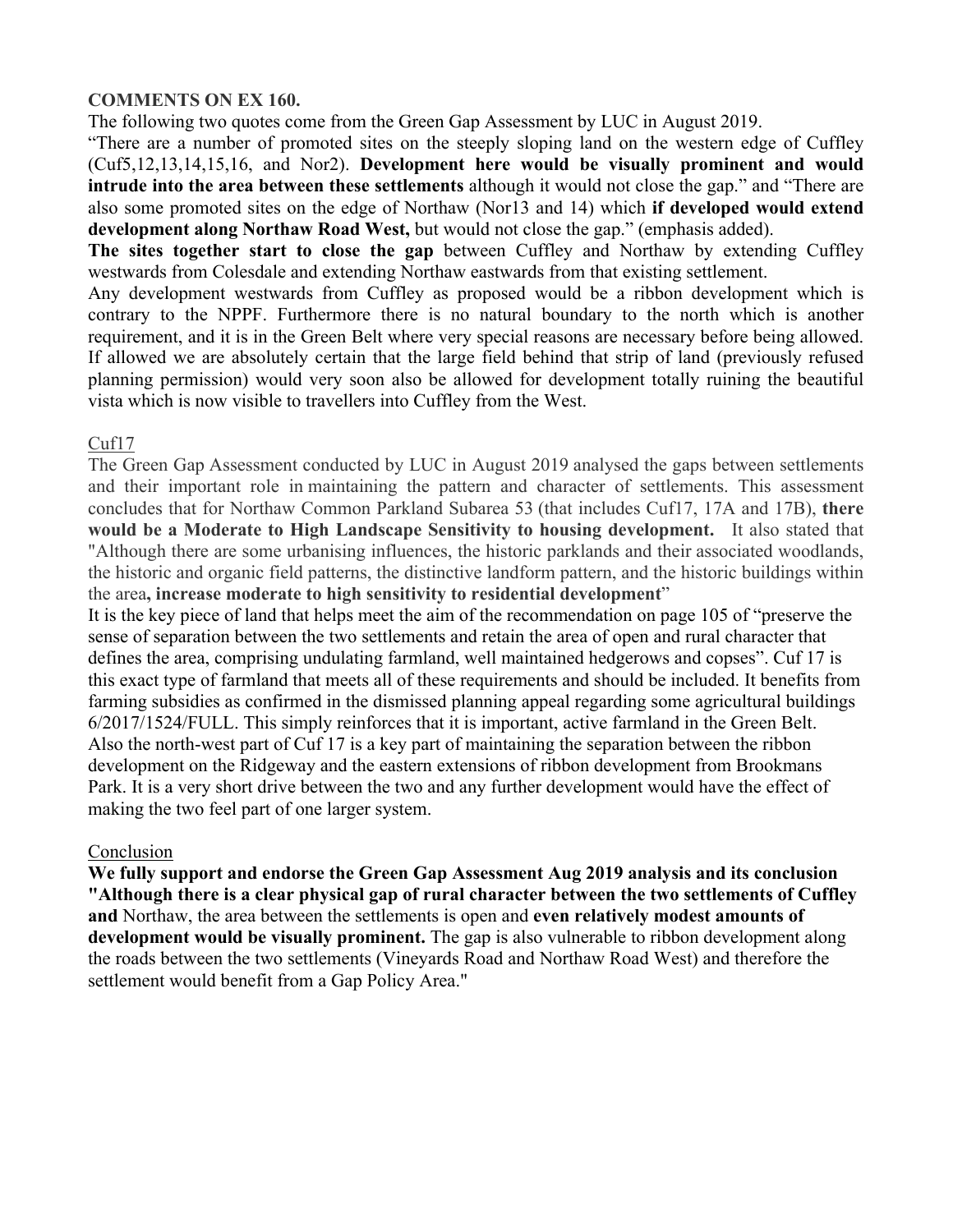**COMMENTS ON EX 160.**

The following two quotes come from the Green Gap Assessment by LUC in August 2019.

"There are a number of promoted sites on the steeply sloping land on the western edge of Cuffley (Cuf5,12,13,14,15,16, and Nor2). **Development here would be visually prominent and would intrude into the area between these settlements** although it would not close the gap." and "There are also some promoted sites on the edge of Northaw (Nor13 and 14) which **if developed would extend development along Northaw Road West,** but would not close the gap." (emphasis added).

**The sites together start to close the gap** between Cuffley and Northaw by extending Cuffley westwards from Colesdale and extending Northaw eastwards from that existing settlement.

Any development westwards from Cuffley as proposed would be a ribbon development which is contrary to the NPPF. Furthermore there is no natural boundary to the north which is another requirement, and it is in the Green Belt where very special reasons are necessary before being allowed. If allowed we are absolutely certain that the large field behind that strip of land (previously refused planning permission) would very soon also be allowed for development totally ruining the beautiful vista which is now visible to travellers into Cuffley from the West.

Cuf17

The Green Gap Assessment conducted by LUC in August 2019 analysed the gaps between settlements and their important role in maintaining the pattern and character of settlements. This assessment concludes that for Northaw Common Parkland Subarea 53 (that includes Cuf17, 17A and 17B), **there would be a Moderate to High Landscape Sensitivity to housing development.** It also stated that "Although there are some urbanising influences, the historic parklands and their associated woodlands, the historic and organic field patterns, the distinctive landform pattern, and the historic buildings within the area**, increase moderate to high sensitivity to residential development**"

It is the key piece of land that helps meet the aim of the recommendation on page 105 of "preserve the sense of separation between the two settlements and retain the area of open and rural character that defines the area, comprising undulating farmland, well maintained hedgerows and copses". Cuf 17 is this exact type of farmland that meets all of these requirements and should be included. It benefits from farming subsidies as confirmed in the dismissed planning appeal regarding some agricultural buildings 6/2017/1524/FULL. This simply reinforces that it is important, active farmland in the Green Belt. Also the north-west part of Cuf 17 is a key part of maintaining the separation between the ribbon development on the Ridgeway and the eastern extensions of ribbon development from Brookmans Park. It is a very short drive between the two and any further development would have the effect of making the two feel part of one larger system.

Conclusion

**We fully support and endorse the Green Gap Assessment Aug 2019 analysis and its conclusion "Although there is a clear physical gap of rural character between the two settlements of Cuffley and** Northaw, the area between the settlements is open and **even relatively modest amounts of development would be visually prominent.** The gap is also vulnerable to ribbon development along the roads between the two settlements (Vineyards Road and Northaw Road West) and therefore the settlement would benefit from a Gap Policy Area."